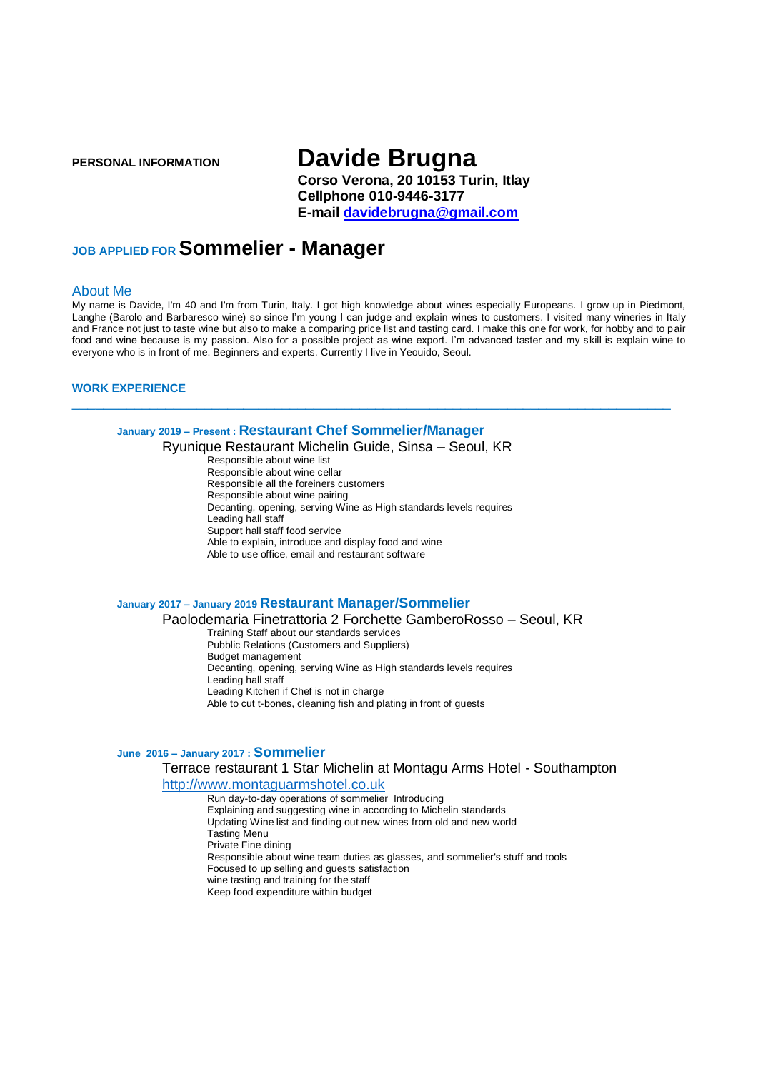**PERSONAL INFORMATION**

# Davide Brugna

**Corso Verona, 20 10153 Turin, Itlay**
**Cellphone 010-9446-3177**
**E-mail [davidebrugna@gmail.com](mailto:davidebrugna@gmail.com)**

## JOB APPLIED FOR Sommelier - Manager

### About Me

My name is Davide, I'm 40 and I'm from Turin, Italy. I got high knowledge about wines especially Europeans. I grow up in Piedmont, Langhe (Barolo and Barbaresco wine) so since I'm young I can judge and explain wines to customers. I visited many wineries in Italy and France not just to taste wine but also to make a comparing price list and tasting card. I make this one for work, for hobby and to pair food and wine because is my passion. Also for a possible project as wine export. I'm advanced taster and my skill is explain wine to everyone who is in front of me. Beginners and experts. Currently I live in Yeouido, Seoul.

## WORK EXPERIENCE

---

### January 2019 – Present : Restaurant Chef Sommelier/Manager

Ryunique Restaurant Michelin Guide, Sinsa – Seoul, KR

- Responsible about wine list
- Responsible about wine cellar
- Responsible all the foreiners customers
- Responsible about wine pairing
- Decanting, opening, serving Wine as High standards levels requires
- Leading hall staff
- Support hall staff food service
- Able to explain, introduce and display food and wine
- Able to use office, email and restaurant software

### January 2017 – January 2019 Restaurant Manager/Sommelier

Paolodemaria Finetrattoria 2 Forchette GamberoRosso – Seoul, KR

- Training Staff about our standards services
- Pubblic Relations (Customers and Suppliers)
- Budget management
- Decanting, opening, serving Wine as High standards levels requires
- Leading hall staff
- Leading Kitchen if Chef is not in charge
- Able to cut t-bones, cleaning fish and plating in front of guests

### June 2016 – January 2017 : Sommelier

Terrace restaurant 1 Star Michelin at Montagu Arms Hotel - Southampton
[http://www.montaguarmshotel.co.uk](http://www.montaguarmshotel.co.uk)

- Run day-to-day operations of sommelier Introducing
- Explaining and suggesting wine in according to Michelin standards
- Updating Wine list and finding out new wines from old and new world
- Tasting Menu
- Private Fine dining
- Responsible about wine team duties as glasses, and sommelier's stuff and tools
- Focused to up selling and guests satisfaction
- wine tasting and training for the staff
- Keep food expenditure within budget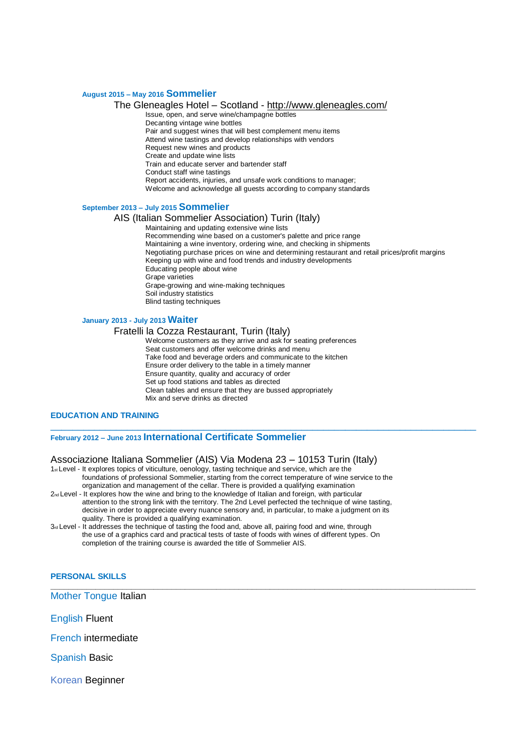**August 2015 – May 2016 Sommelier**

The Gleneagles Hotel – Scotland - http://www.gleneagles.com/

Issue, open, and serve wine/champagne bottles
Decanting vintage wine bottles
Pair and suggest wines that will best complement menu items
Attend wine tastings and develop relationships with vendors
Request new wines and products
Create and update wine lists
Train and educate server and bartender staff
Conduct staff wine tastings
Report accidents, injuries, and unsafe work conditions to manager;
Welcome and acknowledge all guests according to company standards

**September 2013 – July 2015 Sommelier**

AIS (Italian Sommelier Association) Turin (Italy)

Maintaining and updating extensive wine lists
Recommending wine based on a customer's palette and price range
Maintaining a wine inventory, ordering wine, and checking in shipments
Negotiating purchase prices on wine and determining restaurant and retail prices/profit margins
Keeping up with wine and food trends and industry developments
Educating people about wine
Grape varieties
Grape-growing and wine-making techniques
Soil industry statistics
Blind tasting techniques

**January 2013 - July 2013 Waiter**

Fratelli la Cozza Restaurant, Turin (Italy)

Welcome customers as they arrive and ask for seating preferences
Seat customers and offer welcome drinks and menu
Take food and beverage orders and communicate to the kitchen
Ensure order delivery to the table in a timely manner
Ensure quantity, quality and accuracy of order
Set up food stations and tables as directed
Clean tables and ensure that they are bussed appropriately
Mix and serve drinks as directed

## EDUCATION AND TRAINING

---

**February 2012 – June 2013 International Certificate Sommelier**

Associazione Italiana Sommelier (AIS) Via Modena 23 – 10153 Turin (Italy)

1st Level - It explores topics of viticulture, oenology, tasting technique and service, which are the foundations of professional Sommelier, starting from the correct temperature of wine service to the organization and management of the cellar. There is provided a qualifying examination

2nd Level - It explores how the wine and bring to the knowledge of Italian and foreign, with particular attention to the strong link with the territory. The 2nd Level perfected the technique of wine tasting, decisive in order to appreciate every nuance sensory and, in particular, to make a judgment on its quality. There is provided a qualifying examination.

3rd Level - It addresses the technique of tasting the food and, above all, pairing food and wine, through the use of a graphics card and practical tests of taste of foods with wines of different types. On completion of the training course is awarded the title of Sommelier AIS.

## PERSONAL SKILLS

---

Mother Tongue Italian

English Fluent

French intermediate

Spanish Basic

Korean Beginner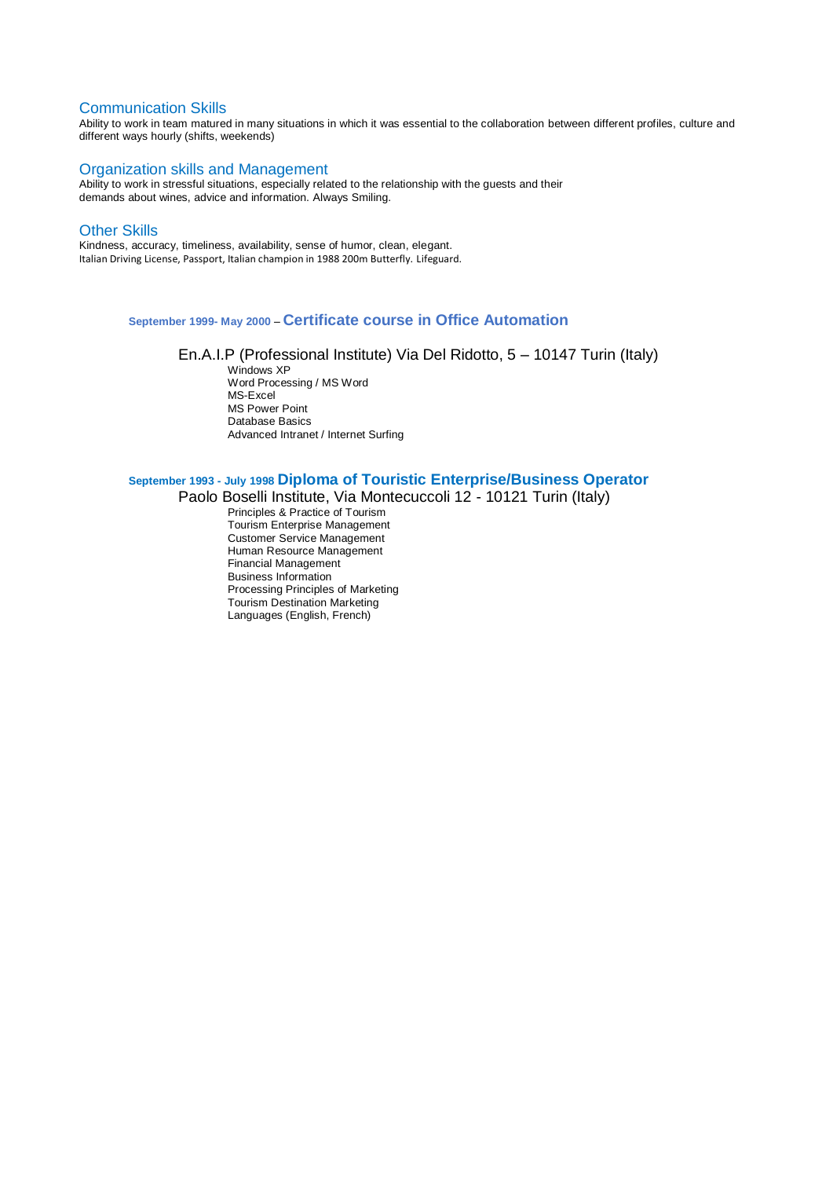## Communication Skills

Ability to work in team matured in many situations in which it was essential to the collaboration between different profiles, culture and different ways hourly (shifts, weekends)

## Organization skills and Management

Ability to work in stressful situations, especially related to the relationship with the guests and their demands about wines, advice and information. Always Smiling.

## Other Skills

Kindness, accuracy, timeliness, availability, sense of humor, clean, elegant.
Italian Driving License, Passport, Italian champion in 1988 200m Butterfly. Lifeguard.

### September 1999- May 2000 – Certificate course in Office Automation

En.A.I.P (Professional Institute) Via Del Ridotto, 5 – 10147 Turin (Italy)

- Windows XP
- Word Processing / MS Word
- MS-Excel
- MS Power Point
- Database Basics
- Advanced Intranet / Internet Surfing

### September 1993 - July 1998 Diploma of Touristic Enterprise/Business Operator

Paolo Boselli Institute, Via Montecuccoli 12 - 10121 Turin (Italy)

- Principles & Practice of Tourism
- Tourism Enterprise Management
- Customer Service Management
- Human Resource Management
- Financial Management
- Business Information
- Processing Principles of Marketing
- Tourism Destination Marketing
- Languages (English, French)